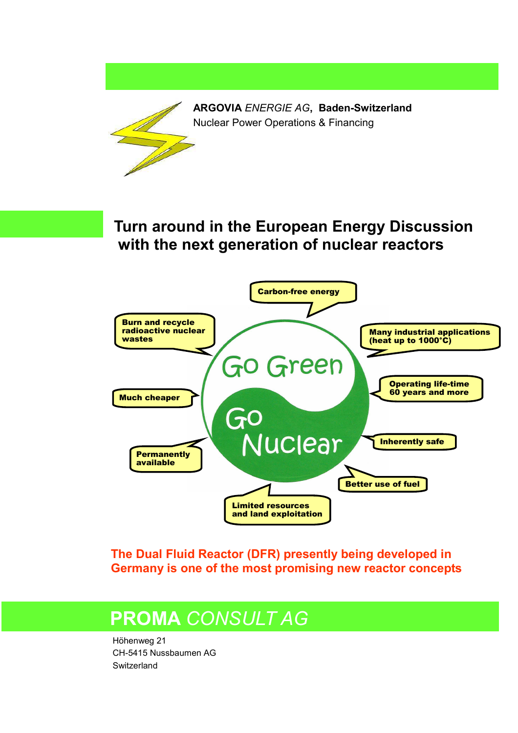**ARGOVIA** *ENERGIE AG*, **Baden-Switzerland**
Nuclear Power Operations & Financing

# Turn around in the European Energy Discussion with the next generation of nuclear reactors

Go Green

Go Nuclear

- **Carbon-free energy**
- **Many industrial applications (heat up to 1000°C)**
- **Operating life-time 60 years and more**
- **Inherently safe**
- **Better use of fuel**
- **Limited resources and land exploitation**
- **Permanently available**
- **Much cheaper**
- **Burn and recycle radioactive nuclear wastes**

**The Dual Fluid Reactor (DFR) presently being developed in Germany is one of the most promising new reactor concepts**

## PROMA *CONSULT AG*

Höhenweg 21
CH-5415 Nussbaumen AG
Switzerland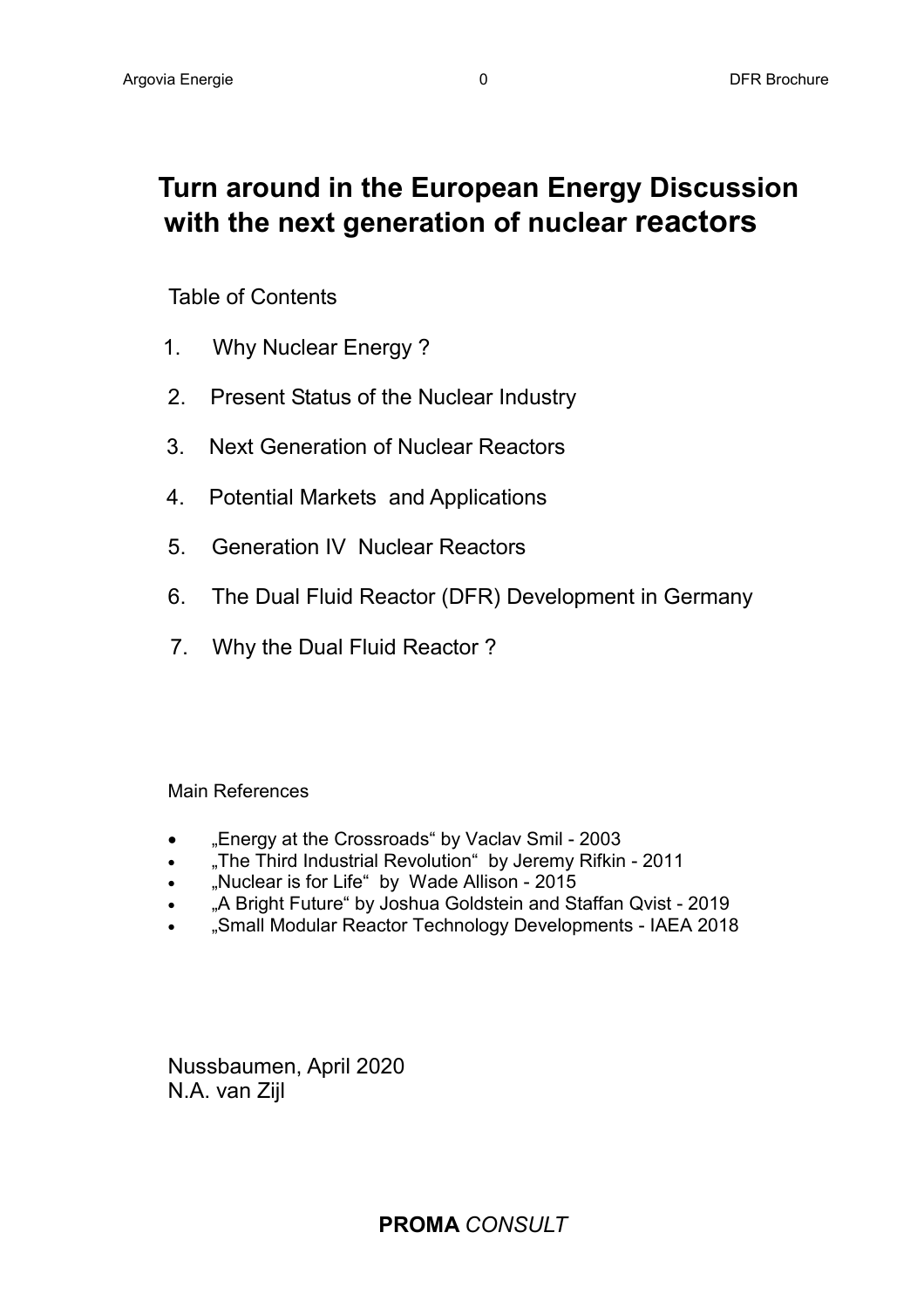# Turn around in the European Energy Discussion with the next generation of nuclear reactors

Table of Contents

1. Why Nuclear Energy ?
2. Present Status of the Nuclear Industry
3. Next Generation of Nuclear Reactors
4. Potential Markets and Applications
5. Generation IV Nuclear Reactors
6. The Dual Fluid Reactor (DFR) Development in Germany
7. Why the Dual Fluid Reactor ?

Main References

- „Energy at the Crossroads“ by Vaclav Smil - 2003
- „The Third Industrial Revolution“ by Jeremy Rifkin - 2011
- „Nuclear is for Life“ by Wade Allison - 2015
- „A Bright Future“ by Joshua Goldstein and Staffan Qvist - 2019
- „Small Modular Reactor Technology Developments - IAEA 2018

Nussbaumen, April 2020
N.A. van Zijl

**PROMA** *CONSULT*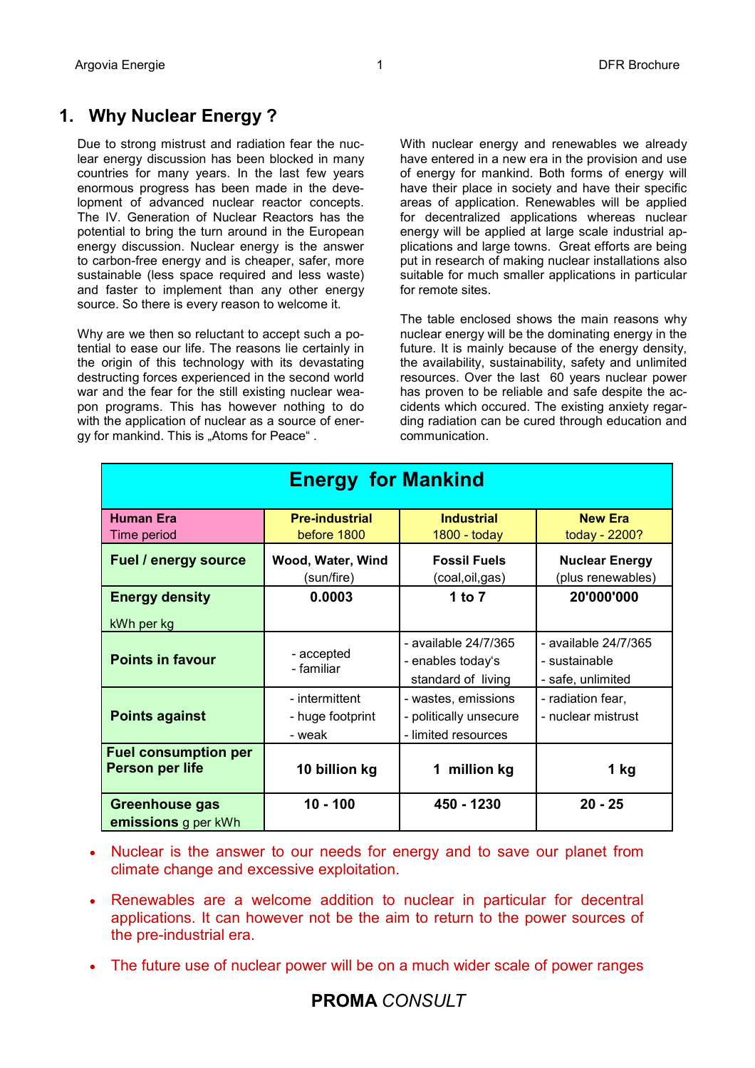# 1. Why Nuclear Energy ?

Due to strong mistrust and radiation fear the nuclear energy discussion has been blocked in many countries for many years. In the last few years enormous progress has been made in the development of advanced nuclear reactor concepts. The IV. Generation of Nuclear Reactors has the potential to bring the turn around in the European energy discussion. Nuclear energy is the answer to carbon-free energy and is cheaper, safer, more sustainable (less space required and less waste) and faster to implement than any other energy source. So there is every reason to welcome it.

Why are we then so reluctant to accept such a potential to ease our life. The reasons lie certainly in the origin of this technology with its devastating destructing forces experienced in the second world war and the fear for the still existing nuclear weapon programs. This has however nothing to do with the application of nuclear as a source of energy for mankind. This is „Atoms for Peace" .

With nuclear energy and renewables we already have entered in a new era in the provision and use of energy for mankind. Both forms of energy will have their place in society and have their specific areas of application. Renewables will be applied for decentralized applications whereas nuclear energy will be applied at large scale industrial applications and large towns. Great efforts are being put in research of making nuclear installations also suitable for much smaller applications in particular for remote sites.

The table enclosed shows the main reasons why nuclear energy will be the dominating energy in the future. It is mainly because of the energy density, the availability, sustainability, safety and unlimited resources. Over the last 60 years nuclear power has proven to be reliable and safe despite the accidents which occured. The existing anxiety regarding radiation can be cured through education and communication.

**Energy for Mankind**

| **Human Era** Time period | **Pre-industrial** before 1800 | **Industrial** 1800 - today | **New Era** today - 2200? |
|---|---|---|---|
| **Fuel / energy source** | **Wood, Water, Wind** (sun/fire) | **Fossil Fuels** (coal,oil,gas) | **Nuclear Energy** (plus renewables) |
| **Energy density** kWh per kg | **0.0003** | **1 to 7** | **20'000'000** |
| **Points in favour** | - accepted<br>- familiar | - available 24/7/365<br>- enables today's standard of living | - available 24/7/365<br>- sustainable<br>- safe, unlimited |
| **Points against** | - intermittent<br>- huge footprint<br>- weak | - wastes, emissions<br>- politically unsecure<br>- limited resources | - radiation fear,<br>- nuclear mistrust |
| **Fuel consumption per Person per life** | **10 billion kg** | **1 million kg** | **1 kg** |
| **Greenhouse gas emissions** g per kWh | **10 - 100** | **450 - 1230** | **20 - 25** |

- Nuclear is the answer to our needs for energy and to save our planet from climate change and excessive exploitation.
- Renewables are a welcome addition to nuclear in particular for decentral applications. It can however not be the aim to return to the power sources of the pre-industrial era.
- The future use of nuclear power will be on a much wider scale of power ranges

**PROMA** *CONSULT*